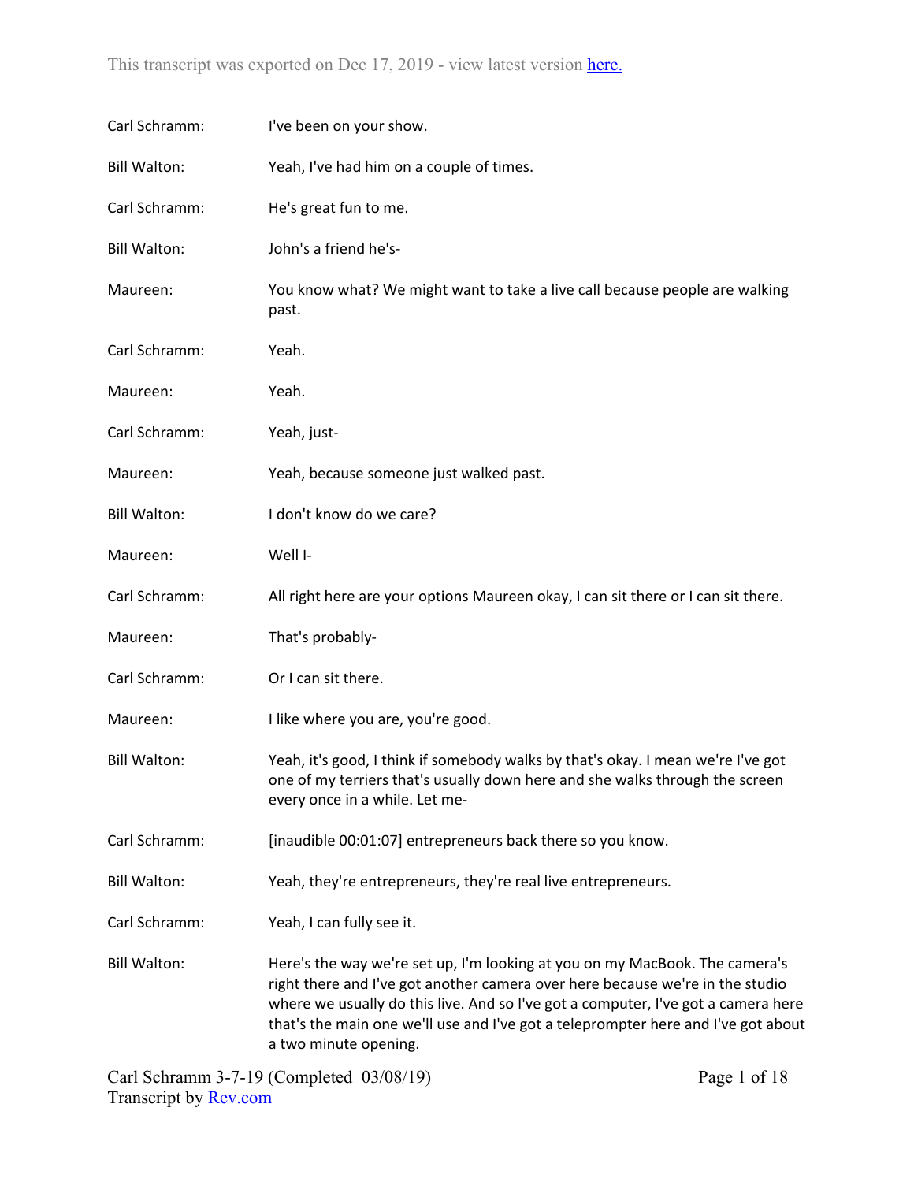Carl Schramm: I've been on your show.

Bill Walton: Yeah, I've had him on a couple of times.

Carl Schramm: He's great fun to me.

Bill Walton: John's a friend he's-

Maureen: You know what? We might want to take a live call because people are walking past.

Carl Schramm: Yeah.

Maureen: Yeah.

Carl Schramm: Yeah, just-

Maureen: Yeah, because someone just walked past.

Bill Walton: I don't know do we care?

Maureen: Well I-

Carl Schramm: All right here are your options Maureen okay, I can sit there or I can sit there.

Maureen: That's probably-

Carl Schramm: Or I can sit there.

Maureen: I like where you are, you're good.

Bill Walton: Yeah, it's good, I think if somebody walks by that's okay. I mean we're I've got one of my terriers that's usually down here and she walks through the screen every once in a while. Let me-

Carl Schramm: [inaudible 00:01:07] entrepreneurs back there so you know.

Bill Walton: Yeah, they're entrepreneurs, they're real live entrepreneurs.

Carl Schramm: Yeah, I can fully see it.

Bill Walton: Here's the way we're set up, I'm looking at you on my MacBook. The camera's right there and I've got another camera over here because we're in the studio where we usually do this live. And so I've got a computer, I've got a camera here that's the main one we'll use and I've got a teleprompter here and I've got about a two minute opening.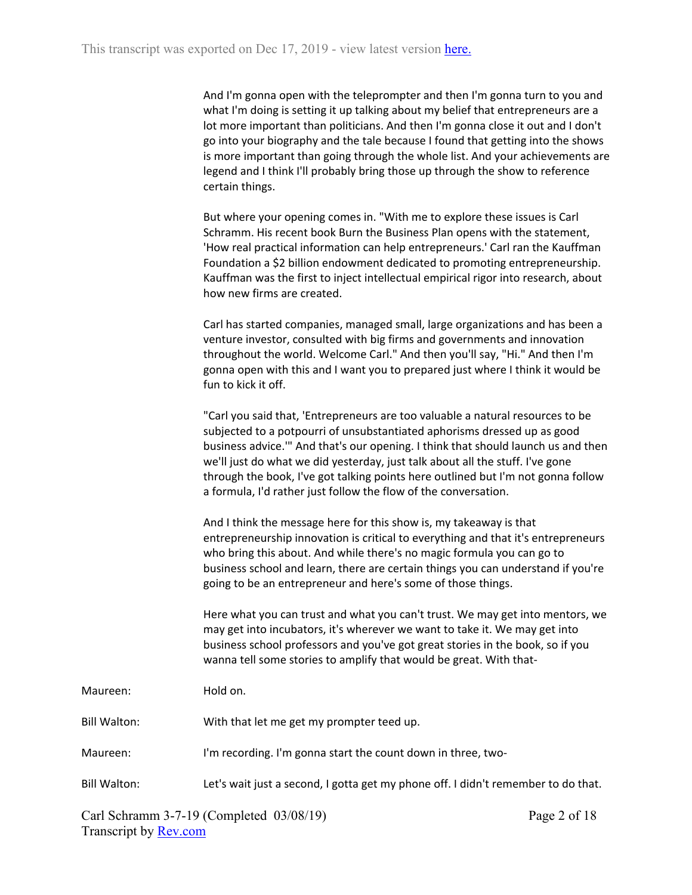And I'm gonna open with the teleprompter and then I'm gonna turn to you and what I'm doing is setting it up talking about my belief that entrepreneurs are a lot more important than politicians. And then I'm gonna close it out and I don't go into your biography and the tale because I found that getting into the shows is more important than going through the whole list. And your achievements are legend and I think I'll probably bring those up through the show to reference certain things.

But where your opening comes in. "With me to explore these issues is Carl Schramm. His recent book Burn the Business Plan opens with the statement, 'How real practical information can help entrepreneurs.' Carl ran the Kauffman Foundation a $2 billion endowment dedicated to promoting entrepreneurship. Kauffman was the first to inject intellectual empirical rigor into research, about how new firms are created.

Carl has started companies, managed small, large organizations and has been a venture investor, consulted with big firms and governments and innovation throughout the world. Welcome Carl." And then you'll say, "Hi." And then I'm gonna open with this and I want you to prepared just where I think it would be fun to kick it off.

"Carl you said that, 'Entrepreneurs are too valuable a natural resources to be subjected to a potpourri of unsubstantiated aphorisms dressed up as good business advice.'" And that's our opening. I think that should launch us and then we'll just do what we did yesterday, just talk about all the stuff. I've gone through the book, I've got talking points here outlined but I'm not gonna follow a formula, I'd rather just follow the flow of the conversation.

And I think the message here for this show is, my takeaway is that entrepreneurship innovation is critical to everything and that it's entrepreneurs who bring this about. And while there's no magic formula you can go to business school and learn, there are certain things you can understand if you're going to be an entrepreneur and here's some of those things.

Here what you can trust and what you can't trust. We may get into mentors, we may get into incubators, it's wherever we want to take it. We may get into business school professors and you've got great stories in the book, so if you wanna tell some stories to amplify that would be great. With that-

Maureen: Hold on.

Bill Walton: With that let me get my prompter teed up.

Maureen: I'm recording. I'm gonna start the count down in three, two-

Bill Walton: Let's wait just a second, I gotta get my phone off. I didn't remember to do that.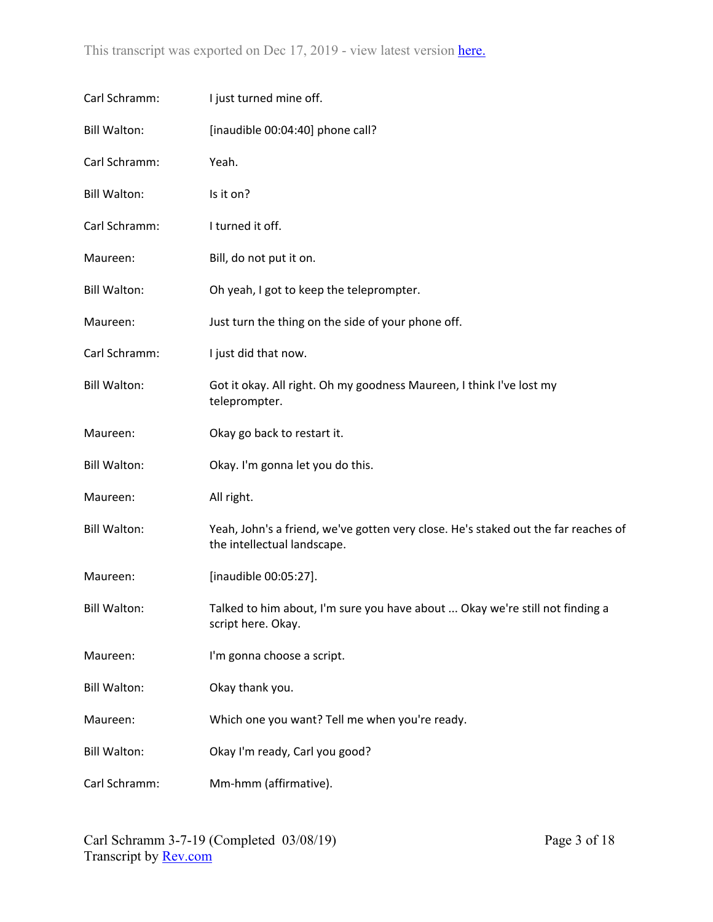Carl Schramm: I just turned mine off.

Bill Walton: [inaudible 00:04:40] phone call?

Carl Schramm: Yeah.

Bill Walton: Is it on?

Carl Schramm: I turned it off.

Maureen: Bill, do not put it on.

Bill Walton: Oh yeah, I got to keep the teleprompter.

Maureen: Just turn the thing on the side of your phone off.

Carl Schramm: I just did that now.

Bill Walton: Got it okay. All right. Oh my goodness Maureen, I think I've lost my teleprompter.

Maureen: Okay go back to restart it.

Bill Walton: Okay. I'm gonna let you do this.

Maureen: All right.

Bill Walton: Yeah, John's a friend, we've gotten very close. He's staked out the far reaches of the intellectual landscape.

Maureen: [inaudible 00:05:27].

Bill Walton: Talked to him about, I'm sure you have about ... Okay we're still not finding a script here. Okay.

Maureen: I'm gonna choose a script.

Bill Walton: Okay thank you.

Maureen: Which one you want? Tell me when you're ready.

Bill Walton: Okay I'm ready, Carl you good?

Carl Schramm: Mm-hmm (affirmative).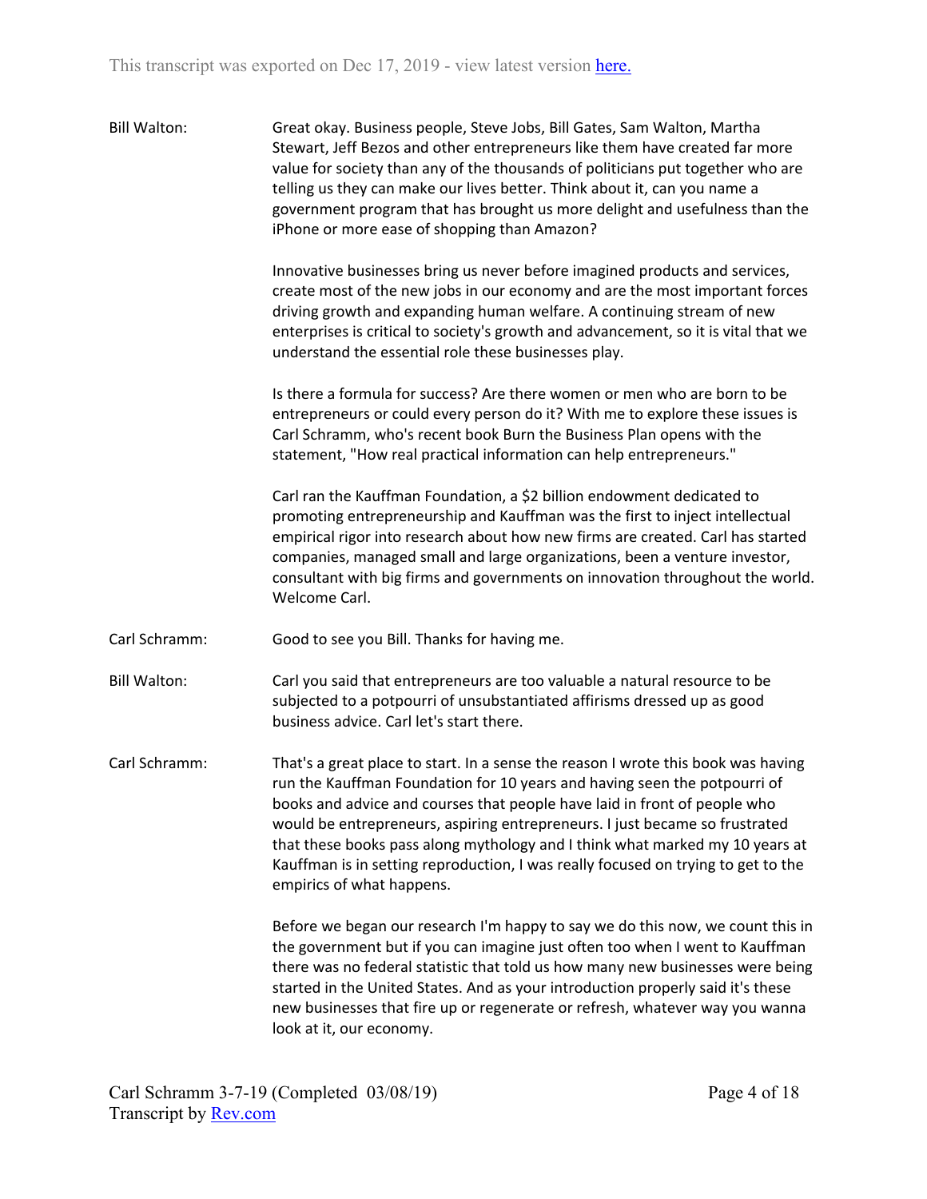Bill Walton: Great okay. Business people, Steve Jobs, Bill Gates, Sam Walton, Martha Stewart, Jeff Bezos and other entrepreneurs like them have created far more value for society than any of the thousands of politicians put together who are telling us they can make our lives better. Think about it, can you name a government program that has brought us more delight and usefulness than the iPhone or more ease of shopping than Amazon?

Innovative businesses bring us never before imagined products and services, create most of the new jobs in our economy and are the most important forces driving growth and expanding human welfare. A continuing stream of new enterprises is critical to society's growth and advancement, so it is vital that we understand the essential role these businesses play.

Is there a formula for success? Are there women or men who are born to be entrepreneurs or could every person do it? With me to explore these issues is Carl Schramm, who's recent book Burn the Business Plan opens with the statement, "How real practical information can help entrepreneurs."

Carl ran the Kauffman Foundation, a $2 billion endowment dedicated to promoting entrepreneurship and Kauffman was the first to inject intellectual empirical rigor into research about how new firms are created. Carl has started companies, managed small and large organizations, been a venture investor, consultant with big firms and governments on innovation throughout the world. Welcome Carl.

Carl Schramm: Good to see you Bill. Thanks for having me.

Bill Walton: Carl you said that entrepreneurs are too valuable a natural resource to be subjected to a potpourri of unsubstantiated affirisms dressed up as good business advice. Carl let's start there.

Carl Schramm: That's a great place to start. In a sense the reason I wrote this book was having run the Kauffman Foundation for 10 years and having seen the potpourri of books and advice and courses that people have laid in front of people who would be entrepreneurs, aspiring entrepreneurs. I just became so frustrated that these books pass along mythology and I think what marked my 10 years at Kauffman is in setting reproduction, I was really focused on trying to get to the empirics of what happens.

Before we began our research I'm happy to say we do this now, we count this in the government but if you can imagine just often too when I went to Kauffman there was no federal statistic that told us how many new businesses were being started in the United States. And as your introduction properly said it's these new businesses that fire up or regenerate or refresh, whatever way you wanna look at it, our economy.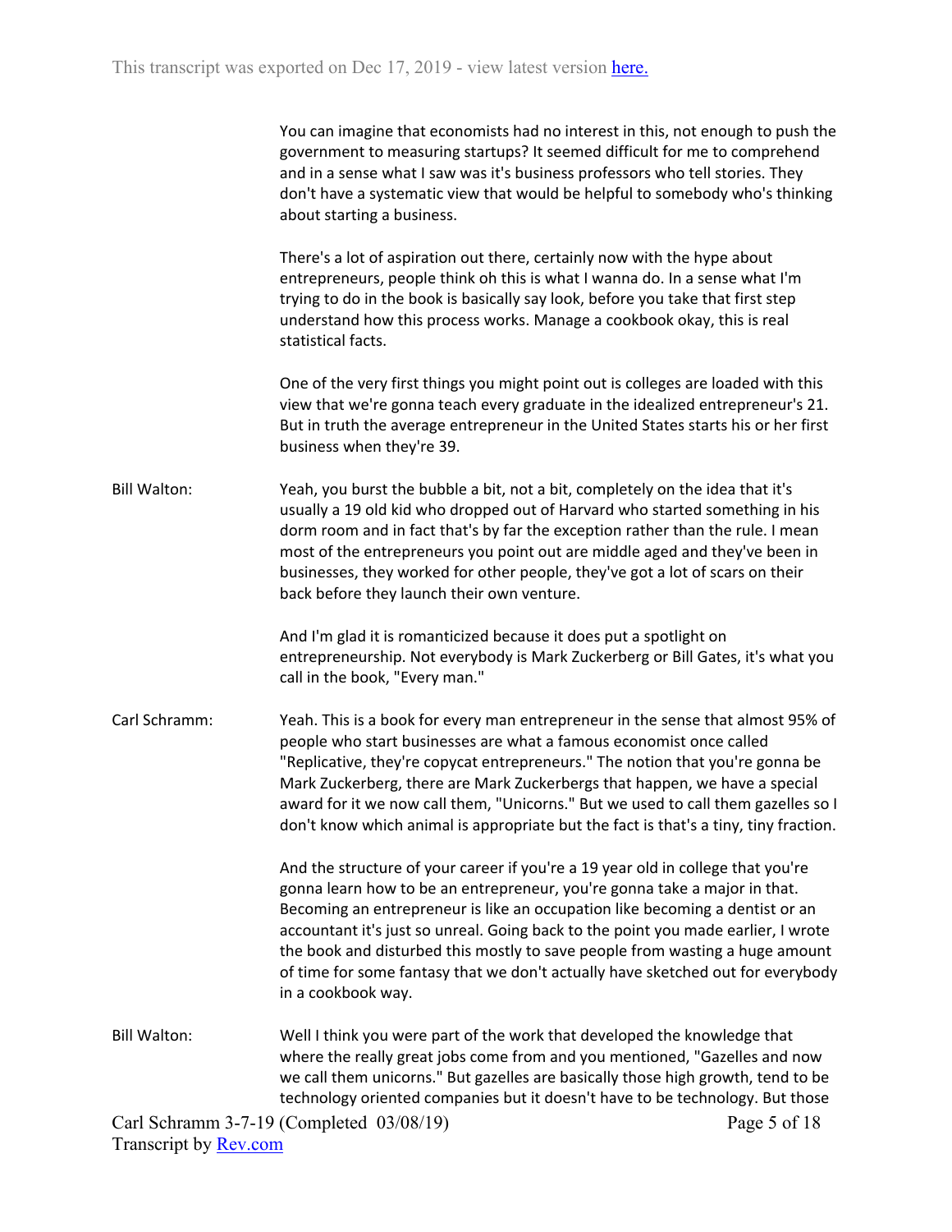You can imagine that economists had no interest in this, not enough to push the government to measuring startups? It seemed difficult for me to comprehend and in a sense what I saw was it's business professors who tell stories. They don't have a systematic view that would be helpful to somebody who's thinking about starting a business.

There's a lot of aspiration out there, certainly now with the hype about entrepreneurs, people think oh this is what I wanna do. In a sense what I'm trying to do in the book is basically say look, before you take that first step understand how this process works. Manage a cookbook okay, this is real statistical facts.

One of the very first things you might point out is colleges are loaded with this view that we're gonna teach every graduate in the idealized entrepreneur's 21. But in truth the average entrepreneur in the United States starts his or her first business when they're 39.

**Bill Walton:** Yeah, you burst the bubble a bit, not a bit, completely on the idea that it's usually a 19 old kid who dropped out of Harvard who started something in his dorm room and in fact that's by far the exception rather than the rule. I mean most of the entrepreneurs you point out are middle aged and they've been in businesses, they worked for other people, they've got a lot of scars on their back before they launch their own venture.

And I'm glad it is romanticized because it does put a spotlight on entrepreneurship. Not everybody is Mark Zuckerberg or Bill Gates, it's what you call in the book, "Every man."

**Carl Schramm:** Yeah. This is a book for every man entrepreneur in the sense that almost 95% of people who start businesses are what a famous economist once called "Replicative, they're copycat entrepreneurs." The notion that you're gonna be Mark Zuckerberg, there are Mark Zuckerbergs that happen, we have a special award for it we now call them, "Unicorns." But we used to call them gazelles so I don't know which animal is appropriate but the fact is that's a tiny, tiny fraction.

And the structure of your career if you're a 19 year old in college that you're gonna learn how to be an entrepreneur, you're gonna take a major in that. Becoming an entrepreneur is like an occupation like becoming a dentist or an accountant it's just so unreal. Going back to the point you made earlier, I wrote the book and disturbed this mostly to save people from wasting a huge amount of time for some fantasy that we don't actually have sketched out for everybody in a cookbook way.

**Bill Walton:** Well I think you were part of the work that developed the knowledge that where the really great jobs come from and you mentioned, "Gazelles and now we call them unicorns." But gazelles are basically those high growth, tend to be technology oriented companies but it doesn't have to be technology. But those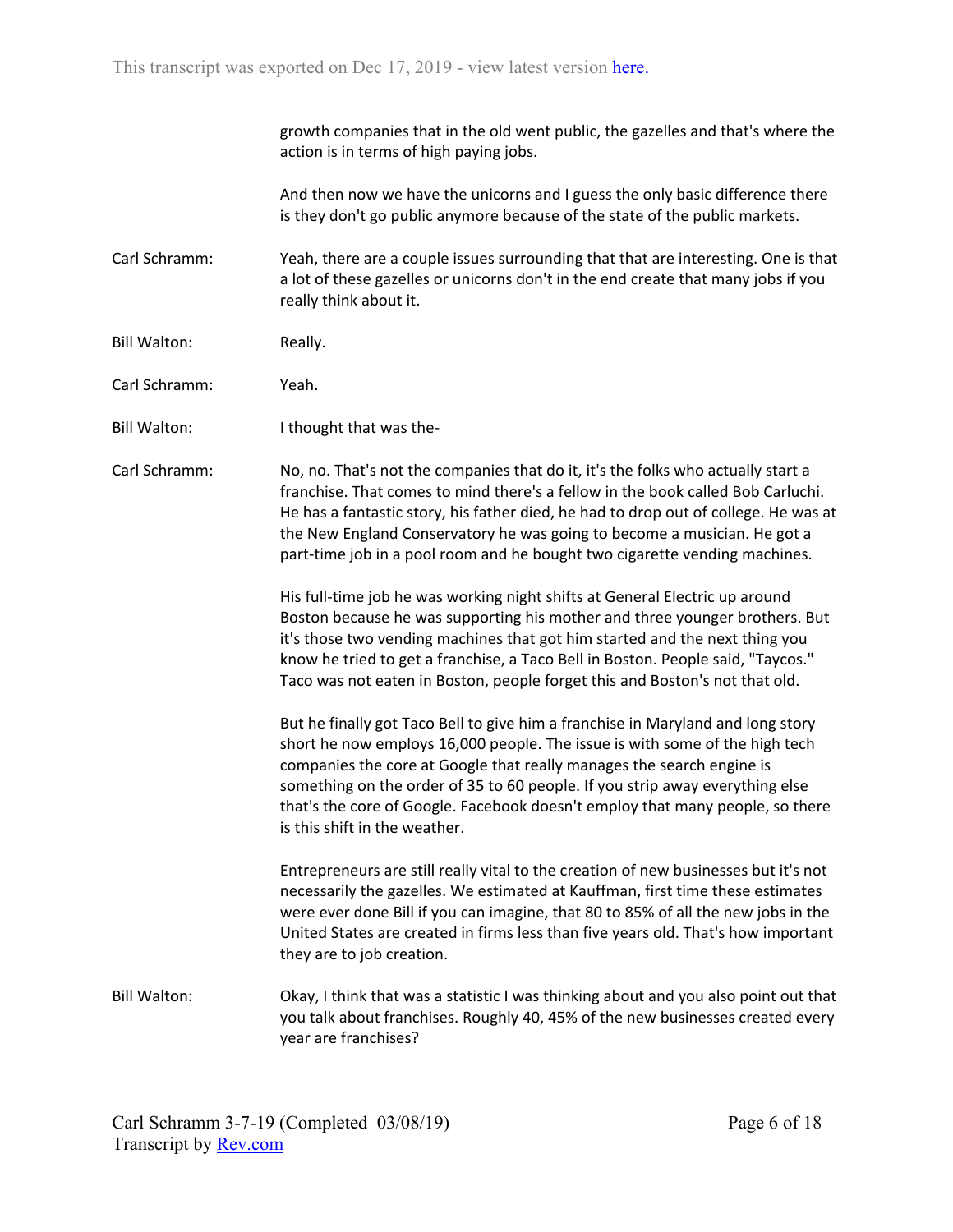growth companies that in the old went public, the gazelles and that's where the action is in terms of high paying jobs.

And then now we have the unicorns and I guess the only basic difference there is they don't go public anymore because of the state of the public markets.

**Carl Schramm:** Yeah, there are a couple issues surrounding that that are interesting. One is that a lot of these gazelles or unicorns don't in the end create that many jobs if you really think about it.

**Bill Walton:** Really.

**Carl Schramm:** Yeah.

**Bill Walton:** I thought that was the-

**Carl Schramm:** No, no. That's not the companies that do it, it's the folks who actually start a franchise. That comes to mind there's a fellow in the book called Bob Carluchi. He has a fantastic story, his father died, he had to drop out of college. He was at the New England Conservatory he was going to become a musician. He got a part-time job in a pool room and he bought two cigarette vending machines.

His full-time job he was working night shifts at General Electric up around Boston because he was supporting his mother and three younger brothers. But it's those two vending machines that got him started and the next thing you know he tried to get a franchise, a Taco Bell in Boston. People said, "Taycos." Taco was not eaten in Boston, people forget this and Boston's not that old.

But he finally got Taco Bell to give him a franchise in Maryland and long story short he now employs 16,000 people. The issue is with some of the high tech companies the core at Google that really manages the search engine is something on the order of 35 to 60 people. If you strip away everything else that's the core of Google. Facebook doesn't employ that many people, so there is this shift in the weather.

Entrepreneurs are still really vital to the creation of new businesses but it's not necessarily the gazelles. We estimated at Kauffman, first time these estimates were ever done Bill if you can imagine, that 80 to 85% of all the new jobs in the United States are created in firms less than five years old. That's how important they are to job creation.

**Bill Walton:** Okay, I think that was a statistic I was thinking about and you also point out that you talk about franchises. Roughly 40, 45% of the new businesses created every year are franchises?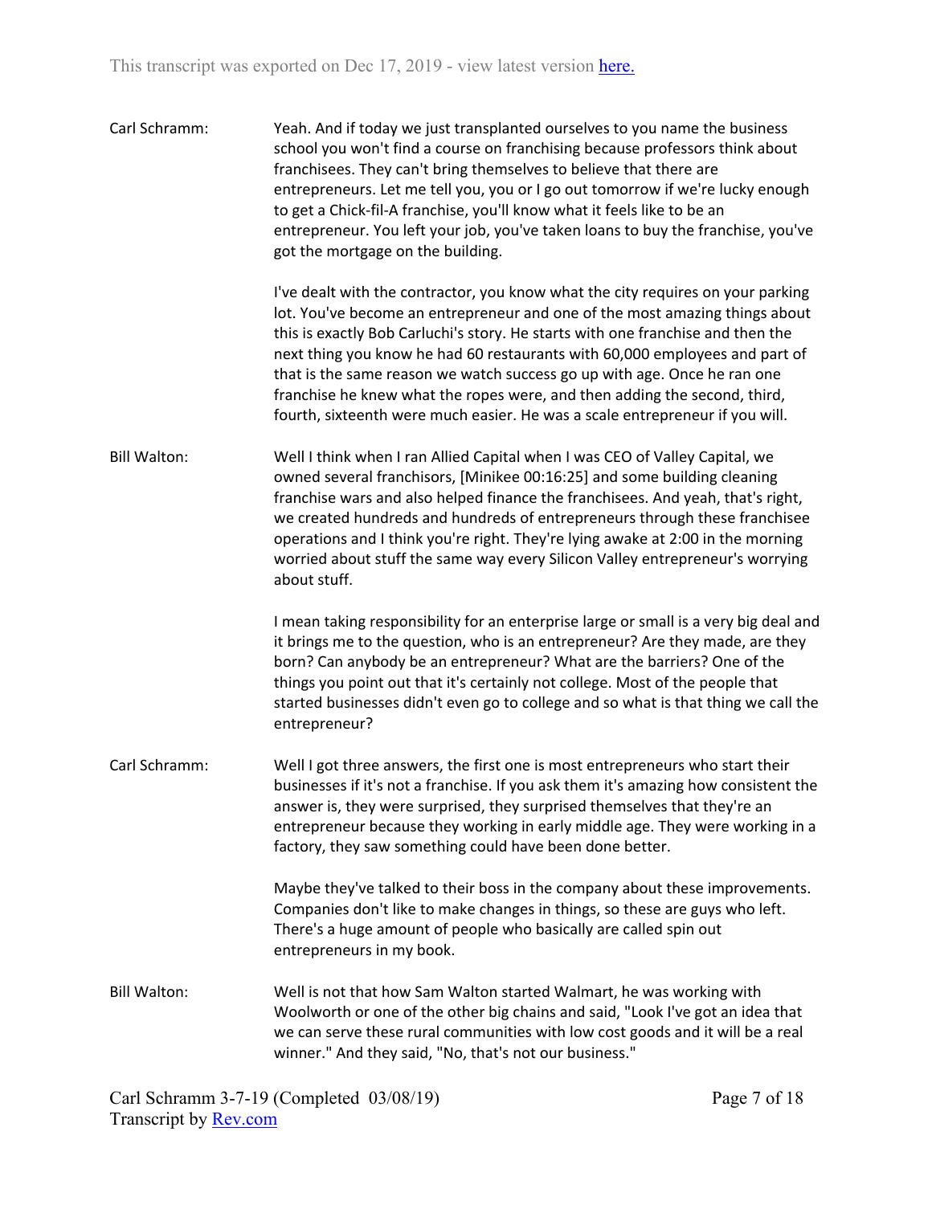Carl Schramm: Yeah. And if today we just transplanted ourselves to you name the business school you won't find a course on franchising because professors think about franchisees. They can't bring themselves to believe that there are entrepreneurs. Let me tell you, you or I go out tomorrow if we're lucky enough to get a Chick-fil-A franchise, you'll know what it feels like to be an entrepreneur. You left your job, you've taken loans to buy the franchise, you've got the mortgage on the building.

I've dealt with the contractor, you know what the city requires on your parking lot. You've become an entrepreneur and one of the most amazing things about this is exactly Bob Carluchi's story. He starts with one franchise and then the next thing you know he had 60 restaurants with 60,000 employees and part of that is the same reason we watch success go up with age. Once he ran one franchise he knew what the ropes were, and then adding the second, third, fourth, sixteenth were much easier. He was a scale entrepreneur if you will.

Bill Walton: Well I think when I ran Allied Capital when I was CEO of Valley Capital, we owned several franchisors, [Minikee 00:16:25] and some building cleaning franchise wars and also helped finance the franchisees. And yeah, that's right, we created hundreds and hundreds of entrepreneurs through these franchisee operations and I think you're right. They're lying awake at 2:00 in the morning worried about stuff the same way every Silicon Valley entrepreneur's worrying about stuff.

I mean taking responsibility for an enterprise large or small is a very big deal and it brings me to the question, who is an entrepreneur? Are they made, are they born? Can anybody be an entrepreneur? What are the barriers? One of the things you point out that it's certainly not college. Most of the people that started businesses didn't even go to college and so what is that thing we call the entrepreneur?

Carl Schramm: Well I got three answers, the first one is most entrepreneurs who start their businesses if it's not a franchise. If you ask them it's amazing how consistent the answer is, they were surprised, they surprised themselves that they're an entrepreneur because they working in early middle age. They were working in a factory, they saw something could have been done better.

Maybe they've talked to their boss in the company about these improvements. Companies don't like to make changes in things, so these are guys who left. There's a huge amount of people who basically are called spin out entrepreneurs in my book.

Bill Walton: Well is not that how Sam Walton started Walmart, he was working with Woolworth or one of the other big chains and said, "Look I've got an idea that we can serve these rural communities with low cost goods and it will be a real winner." And they said, "No, that's not our business."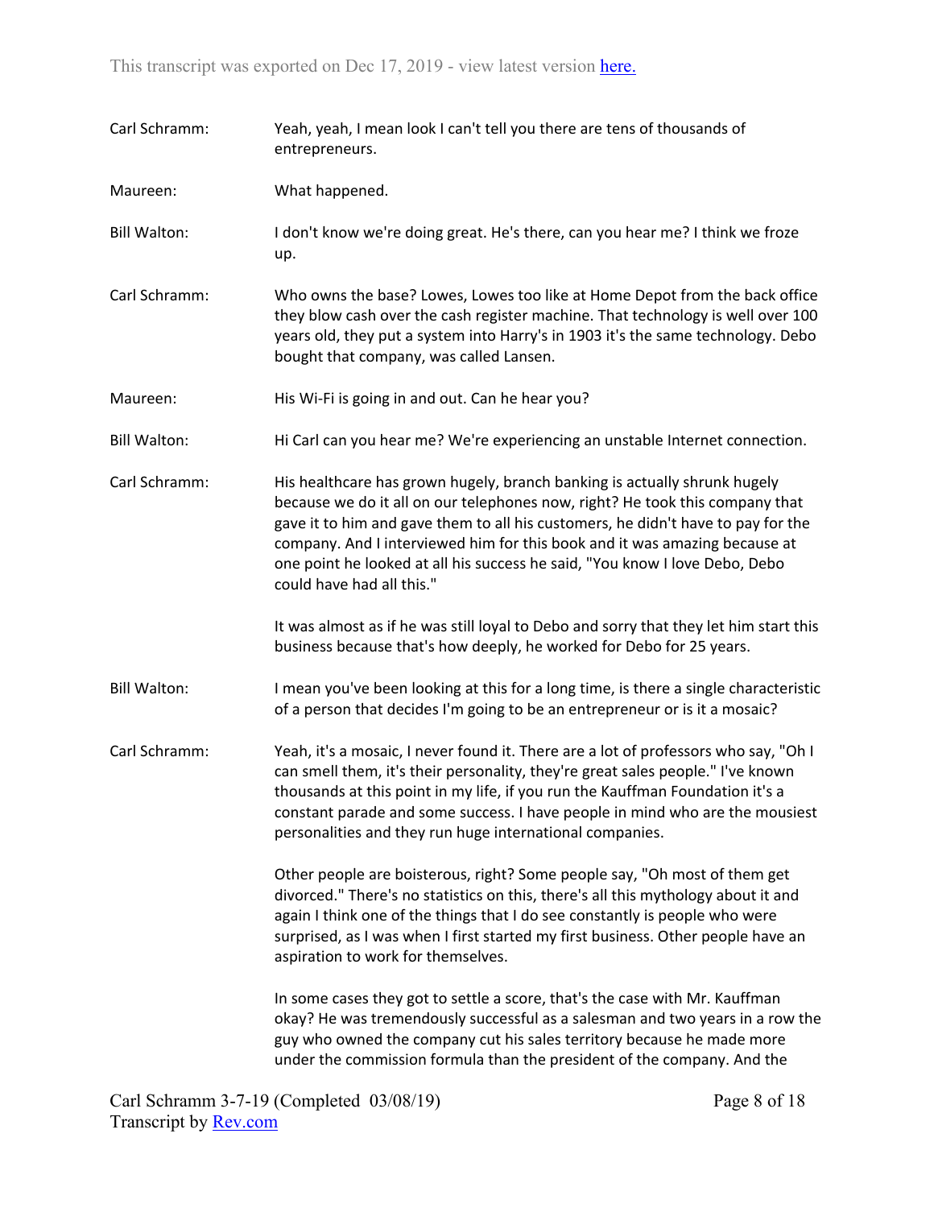**Carl Schramm:** Yeah, yeah, I mean look I can't tell you there are tens of thousands of entrepreneurs.

**Maureen:** What happened.

**Bill Walton:** I don't know we're doing great. He's there, can you hear me? I think we froze up.

**Carl Schramm:** Who owns the base? Lowes, Lowes too like at Home Depot from the back office they blow cash over the cash register machine. That technology is well over 100 years old, they put a system into Harry's in 1903 it's the same technology. Debo bought that company, was called Lansen.

**Maureen:** His Wi-Fi is going in and out. Can he hear you?

**Bill Walton:** Hi Carl can you hear me? We're experiencing an unstable Internet connection.

**Carl Schramm:** His healthcare has grown hugely, branch banking is actually shrunk hugely because we do it all on our telephones now, right? He took this company that gave it to him and gave them to all his customers, he didn't have to pay for the company. And I interviewed him for this book and it was amazing because at one point he looked at all his success he said, "You know I love Debo, Debo could have had all this."

It was almost as if he was still loyal to Debo and sorry that they let him start this business because that's how deeply, he worked for Debo for 25 years.

**Bill Walton:** I mean you've been looking at this for a long time, is there a single characteristic of a person that decides I'm going to be an entrepreneur or is it a mosaic?

**Carl Schramm:** Yeah, it's a mosaic, I never found it. There are a lot of professors who say, "Oh I can smell them, it's their personality, they're great sales people." I've known thousands at this point in my life, if you run the Kauffman Foundation it's a constant parade and some success. I have people in mind who are the mousiest personalities and they run huge international companies.

Other people are boisterous, right? Some people say, "Oh most of them get divorced." There's no statistics on this, there's all this mythology about it and again I think one of the things that I do see constantly is people who were surprised, as I was when I first started my first business. Other people have an aspiration to work for themselves.

In some cases they got to settle a score, that's the case with Mr. Kauffman okay? He was tremendously successful as a salesman and two years in a row the guy who owned the company cut his sales territory because he made more under the commission formula than the president of the company. And the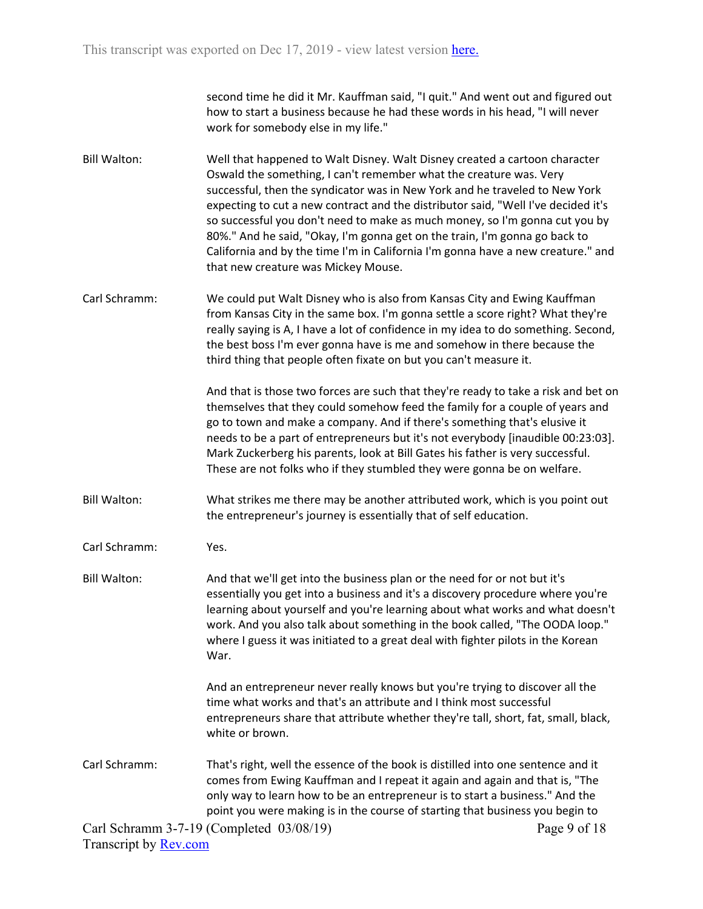second time he did it Mr. Kauffman said, "I quit." And went out and figured out how to start a business because he had these words in his head, "I will never work for somebody else in my life."

Bill Walton: Well that happened to Walt Disney. Walt Disney created a cartoon character Oswald the something, I can't remember what the creature was. Very successful, then the syndicator was in New York and he traveled to New York expecting to cut a new contract and the distributor said, "Well I've decided it's so successful you don't need to make as much money, so I'm gonna cut you by 80%." And he said, "Okay, I'm gonna get on the train, I'm gonna go back to California and by the time I'm in California I'm gonna have a new creature." and that new creature was Mickey Mouse.

Carl Schramm: We could put Walt Disney who is also from Kansas City and Ewing Kauffman from Kansas City in the same box. I'm gonna settle a score right? What they're really saying is A, I have a lot of confidence in my idea to do something. Second, the best boss I'm ever gonna have is me and somehow in there because the third thing that people often fixate on but you can't measure it.

And that is those two forces are such that they're ready to take a risk and bet on themselves that they could somehow feed the family for a couple of years and go to town and make a company. And if there's something that's elusive it needs to be a part of entrepreneurs but it's not everybody [inaudible 00:23:03]. Mark Zuckerberg his parents, look at Bill Gates his father is very successful. These are not folks who if they stumbled they were gonna be on welfare.

Bill Walton: What strikes me there may be another attributed work, which is you point out the entrepreneur's journey is essentially that of self education.

Carl Schramm: Yes.

Bill Walton: And that we'll get into the business plan or the need for or not but it's essentially you get into a business and it's a discovery procedure where you're learning about yourself and you're learning about what works and what doesn't work. And you also talk about something in the book called, "The OODA loop." where I guess it was initiated to a great deal with fighter pilots in the Korean War.

And an entrepreneur never really knows but you're trying to discover all the time what works and that's an attribute and I think most successful entrepreneurs share that attribute whether they're tall, short, fat, small, black, white or brown.

Carl Schramm: That's right, well the essence of the book is distilled into one sentence and it comes from Ewing Kauffman and I repeat it again and again and that is, "The only way to learn how to be an entrepreneur is to start a business." And the point you were making is in the course of starting that business you begin to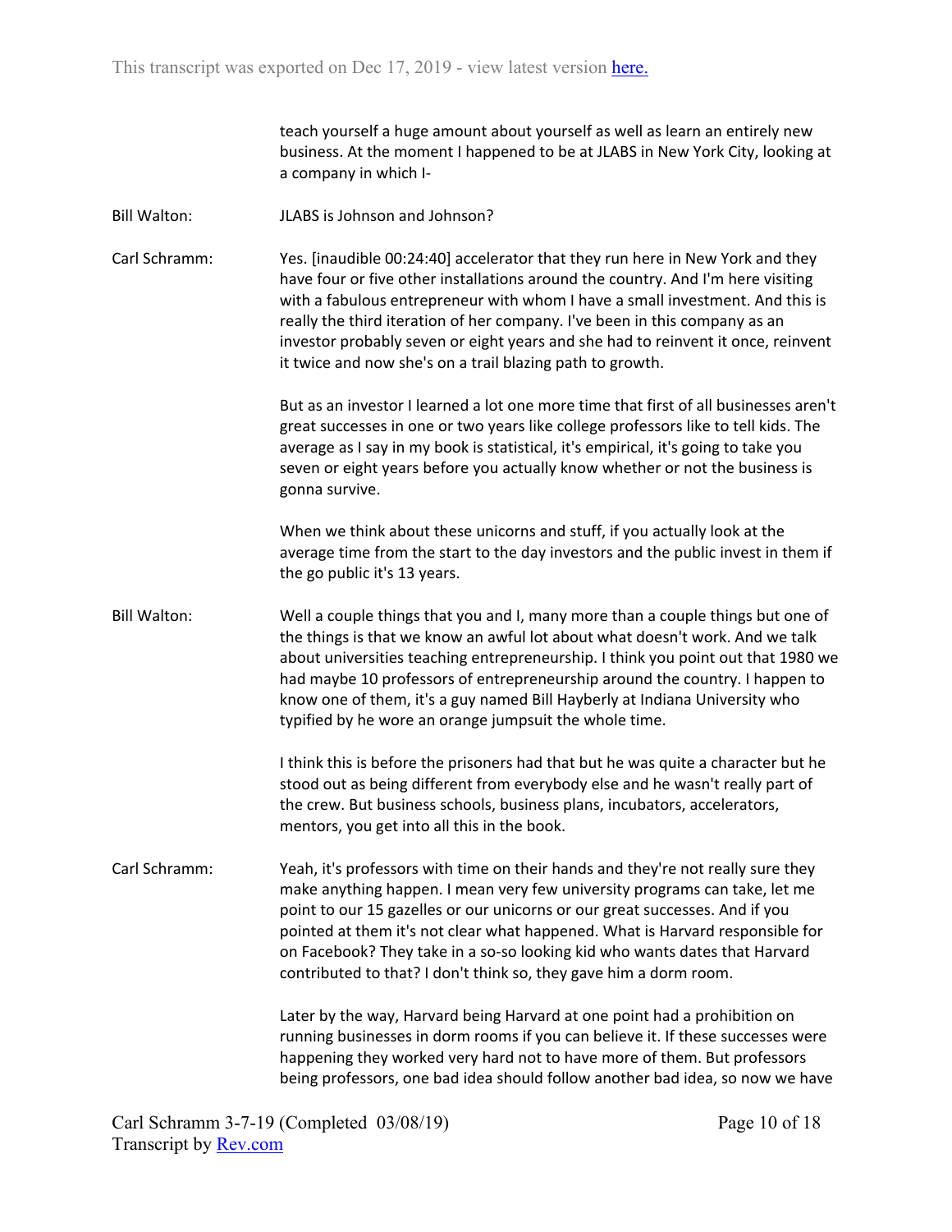teach yourself a huge amount about yourself as well as learn an entirely new business. At the moment I happened to be at JLABS in New York City, looking at a company in which I-

**Bill Walton:** JLABS is Johnson and Johnson?

**Carl Schramm:** Yes. [inaudible 00:24:40] accelerator that they run here in New York and they have four or five other installations around the country. And I'm here visiting with a fabulous entrepreneur with whom I have a small investment. And this is really the third iteration of her company. I've been in this company as an investor probably seven or eight years and she had to reinvent it once, reinvent it twice and now she's on a trail blazing path to growth.

But as an investor I learned a lot one more time that first of all businesses aren't great successes in one or two years like college professors like to tell kids. The average as I say in my book is statistical, it's empirical, it's going to take you seven or eight years before you actually know whether or not the business is gonna survive.

When we think about these unicorns and stuff, if you actually look at the average time from the start to the day investors and the public invest in them if the go public it's 13 years.

**Bill Walton:** Well a couple things that you and I, many more than a couple things but one of the things is that we know an awful lot about what doesn't work. And we talk about universities teaching entrepreneurship. I think you point out that 1980 we had maybe 10 professors of entrepreneurship around the country. I happen to know one of them, it's a guy named Bill Hayberly at Indiana University who typified by he wore an orange jumpsuit the whole time.

I think this is before the prisoners had that but he was quite a character but he stood out as being different from everybody else and he wasn't really part of the crew. But business schools, business plans, incubators, accelerators, mentors, you get into all this in the book.

**Carl Schramm:** Yeah, it's professors with time on their hands and they're not really sure they make anything happen. I mean very few university programs can take, let me point to our 15 gazelles or our unicorns or our great successes. And if you pointed at them it's not clear what happened. What is Harvard responsible for on Facebook? They take in a so-so looking kid who wants dates that Harvard contributed to that? I don't think so, they gave him a dorm room.

Later by the way, Harvard being Harvard at one point had a prohibition on running businesses in dorm rooms if you can believe it. If these successes were happening they worked very hard not to have more of them. But professors being professors, one bad idea should follow another bad idea, so now we have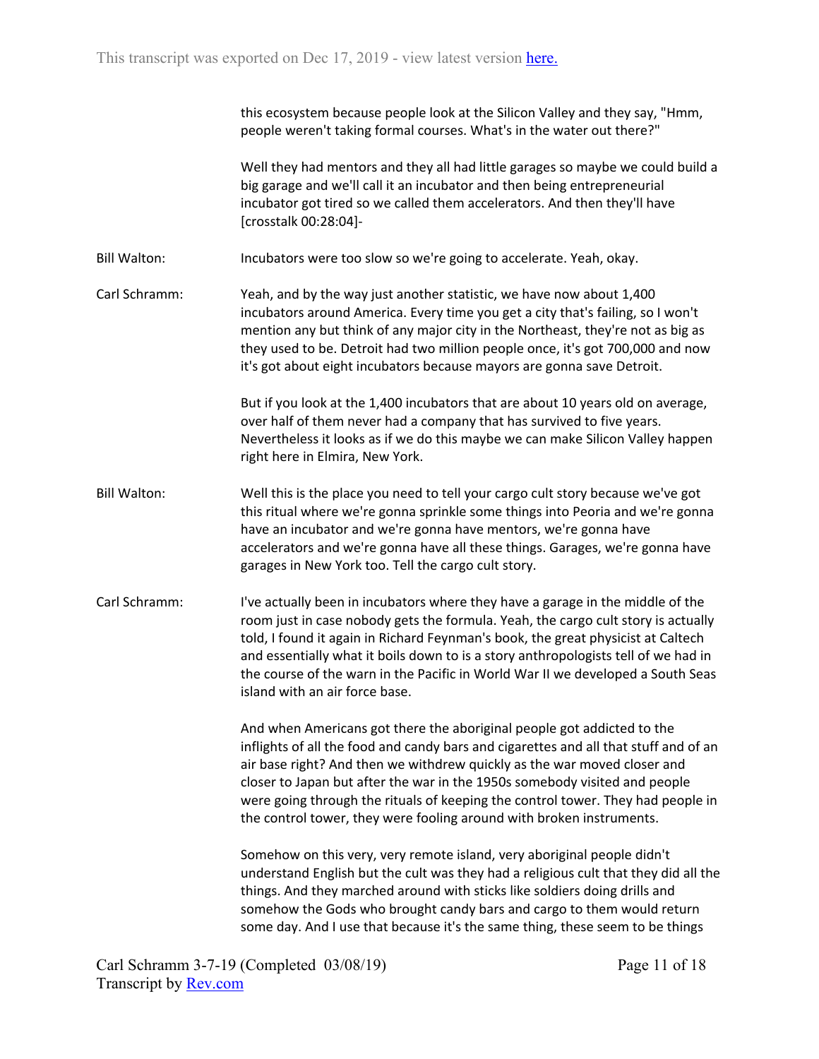this ecosystem because people look at the Silicon Valley and they say, "Hmm, people weren't taking formal courses. What's in the water out there?"

Well they had mentors and they all had little garages so maybe we could build a big garage and we'll call it an incubator and then being entrepreneurial incubator got tired so we called them accelerators. And then they'll have [crosstalk 00:28:04]-

Bill Walton: Incubators were too slow so we're going to accelerate. Yeah, okay.

Carl Schramm: Yeah, and by the way just another statistic, we have now about 1,400 incubators around America. Every time you get a city that's failing, so I won't mention any but think of any major city in the Northeast, they're not as big as they used to be. Detroit had two million people once, it's got 700,000 and now it's got about eight incubators because mayors are gonna save Detroit.

But if you look at the 1,400 incubators that are about 10 years old on average, over half of them never had a company that has survived to five years. Nevertheless it looks as if we do this maybe we can make Silicon Valley happen right here in Elmira, New York.

Bill Walton: Well this is the place you need to tell your cargo cult story because we've got this ritual where we're gonna sprinkle some things into Peoria and we're gonna have an incubator and we're gonna have mentors, we're gonna have accelerators and we're gonna have all these things. Garages, we're gonna have garages in New York too. Tell the cargo cult story.

Carl Schramm: I've actually been in incubators where they have a garage in the middle of the room just in case nobody gets the formula. Yeah, the cargo cult story is actually told, I found it again in Richard Feynman's book, the great physicist at Caltech and essentially what it boils down to is a story anthropologists tell of we had in the course of the warn in the Pacific in World War II we developed a South Seas island with an air force base.

And when Americans got there the aboriginal people got addicted to the inflights of all the food and candy bars and cigarettes and all that stuff and of an air base right? And then we withdrew quickly as the war moved closer and closer to Japan but after the war in the 1950s somebody visited and people were going through the rituals of keeping the control tower. They had people in the control tower, they were fooling around with broken instruments.

Somehow on this very, very remote island, very aboriginal people didn't understand English but the cult was they had a religious cult that they did all the things. And they marched around with sticks like soldiers doing drills and somehow the Gods who brought candy bars and cargo to them would return some day. And I use that because it's the same thing, these seem to be things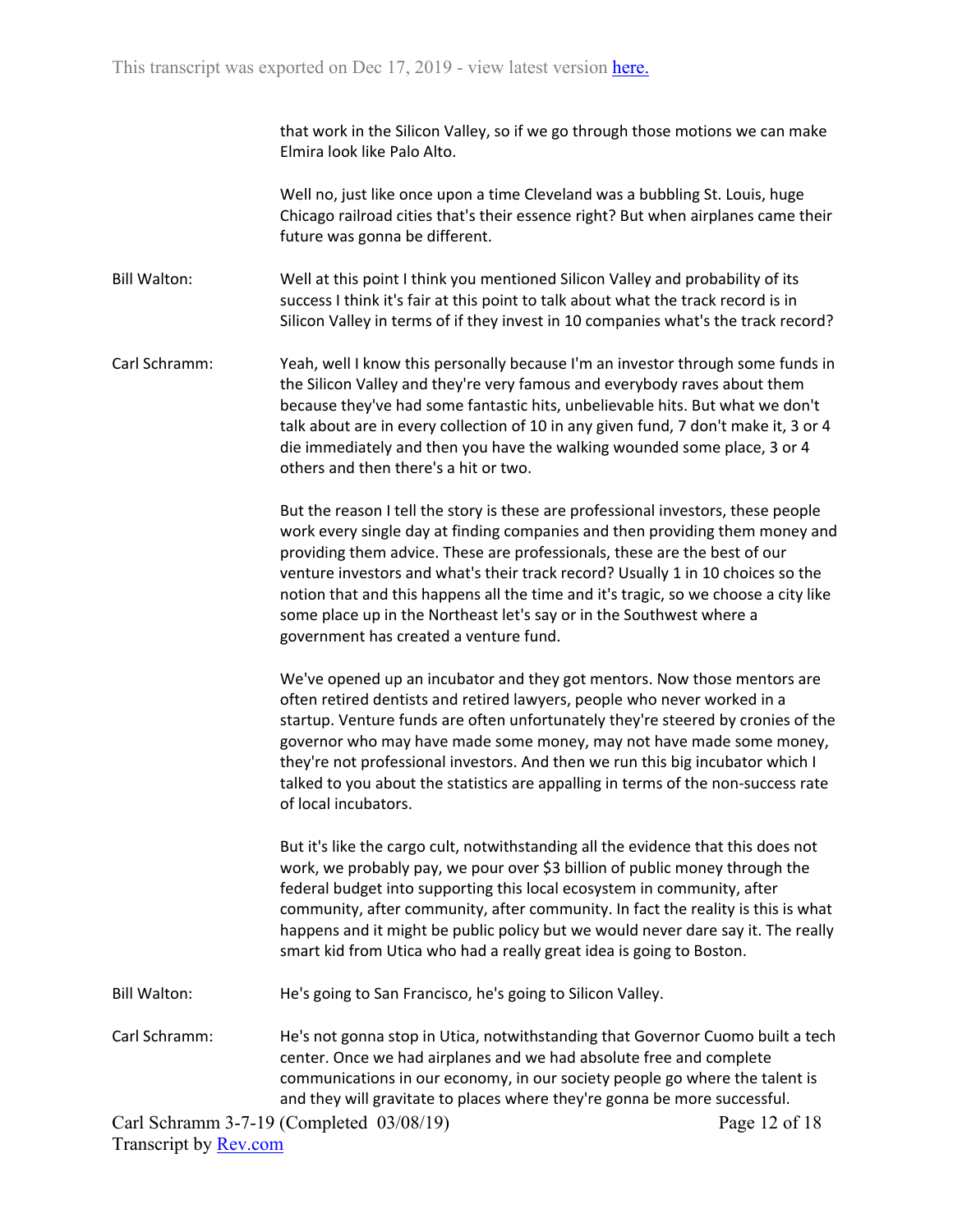that work in the Silicon Valley, so if we go through those motions we can make Elmira look like Palo Alto.

Well no, just like once upon a time Cleveland was a bubbling St. Louis, huge Chicago railroad cities that's their essence right? But when airplanes came their future was gonna be different.

**Bill Walton:** Well at this point I think you mentioned Silicon Valley and probability of its success I think it's fair at this point to talk about what the track record is in Silicon Valley in terms of if they invest in 10 companies what's the track record?

**Carl Schramm:** Yeah, well I know this personally because I'm an investor through some funds in the Silicon Valley and they're very famous and everybody raves about them because they've had some fantastic hits, unbelievable hits. But what we don't talk about are in every collection of 10 in any given fund, 7 don't make it, 3 or 4 die immediately and then you have the walking wounded some place, 3 or 4 others and then there's a hit or two.

But the reason I tell the story is these are professional investors, these people work every single day at finding companies and then providing them money and providing them advice. These are professionals, these are the best of our venture investors and what's their track record? Usually 1 in 10 choices so the notion that and this happens all the time and it's tragic, so we choose a city like some place up in the Northeast let's say or in the Southwest where a government has created a venture fund.

We've opened up an incubator and they got mentors. Now those mentors are often retired dentists and retired lawyers, people who never worked in a startup. Venture funds are often unfortunately they're steered by cronies of the governor who may have made some money, may not have made some money, they're not professional investors. And then we run this big incubator which I talked to you about the statistics are appalling in terms of the non-success rate of local incubators.

But it's like the cargo cult, notwithstanding all the evidence that this does not work, we probably pay, we pour over $3 billion of public money through the federal budget into supporting this local ecosystem in community, after community, after community, after community. In fact the reality is this is what happens and it might be public policy but we would never dare say it. The really smart kid from Utica who had a really great idea is going to Boston.

**Bill Walton:** He's going to San Francisco, he's going to Silicon Valley.

**Carl Schramm:** He's not gonna stop in Utica, notwithstanding that Governor Cuomo built a tech center. Once we had airplanes and we had absolute free and complete communications in our economy, in our society people go where the talent is and they will gravitate to places where they're gonna be more successful.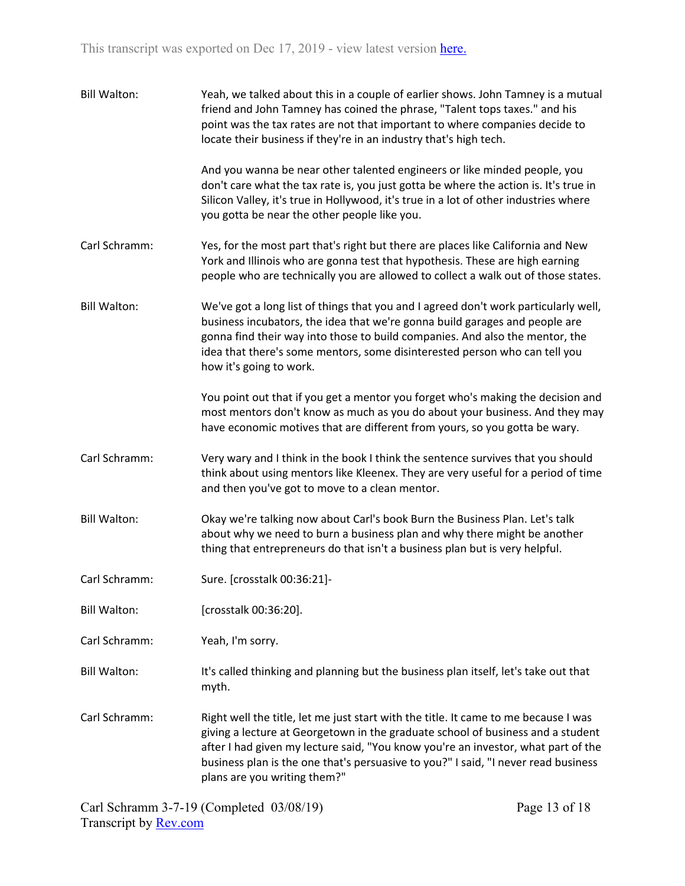Bill Walton: Yeah, we talked about this in a couple of earlier shows. John Tamney is a mutual friend and John Tamney has coined the phrase, "Talent tops taxes." and his point was the tax rates are not that important to where companies decide to locate their business if they're in an industry that's high tech.

And you wanna be near other talented engineers or like minded people, you don't care what the tax rate is, you just gotta be where the action is. It's true in Silicon Valley, it's true in Hollywood, it's true in a lot of other industries where you gotta be near the other people like you.

Carl Schramm: Yes, for the most part that's right but there are places like California and New York and Illinois who are gonna test that hypothesis. These are high earning people who are technically you are allowed to collect a walk out of those states.

Bill Walton: We've got a long list of things that you and I agreed don't work particularly well, business incubators, the idea that we're gonna build garages and people are gonna find their way into those to build companies. And also the mentor, the idea that there's some mentors, some disinterested person who can tell you how it's going to work.

You point out that if you get a mentor you forget who's making the decision and most mentors don't know as much as you do about your business. And they may have economic motives that are different from yours, so you gotta be wary.

Carl Schramm: Very wary and I think in the book I think the sentence survives that you should think about using mentors like Kleenex. They are very useful for a period of time and then you've got to move to a clean mentor.

Bill Walton: Okay we're talking now about Carl's book Burn the Business Plan. Let's talk about why we need to burn a business plan and why there might be another thing that entrepreneurs do that isn't a business plan but is very helpful.

Carl Schramm: Sure. [crosstalk 00:36:21]-

Bill Walton: [crosstalk 00:36:20].

Carl Schramm: Yeah, I'm sorry.

Bill Walton: It's called thinking and planning but the business plan itself, let's take out that myth.

Carl Schramm: Right well the title, let me just start with the title. It came to me because I was giving a lecture at Georgetown in the graduate school of business and a student after I had given my lecture said, "You know you're an investor, what part of the business plan is the one that's persuasive to you?" I said, "I never read business plans are you writing them?"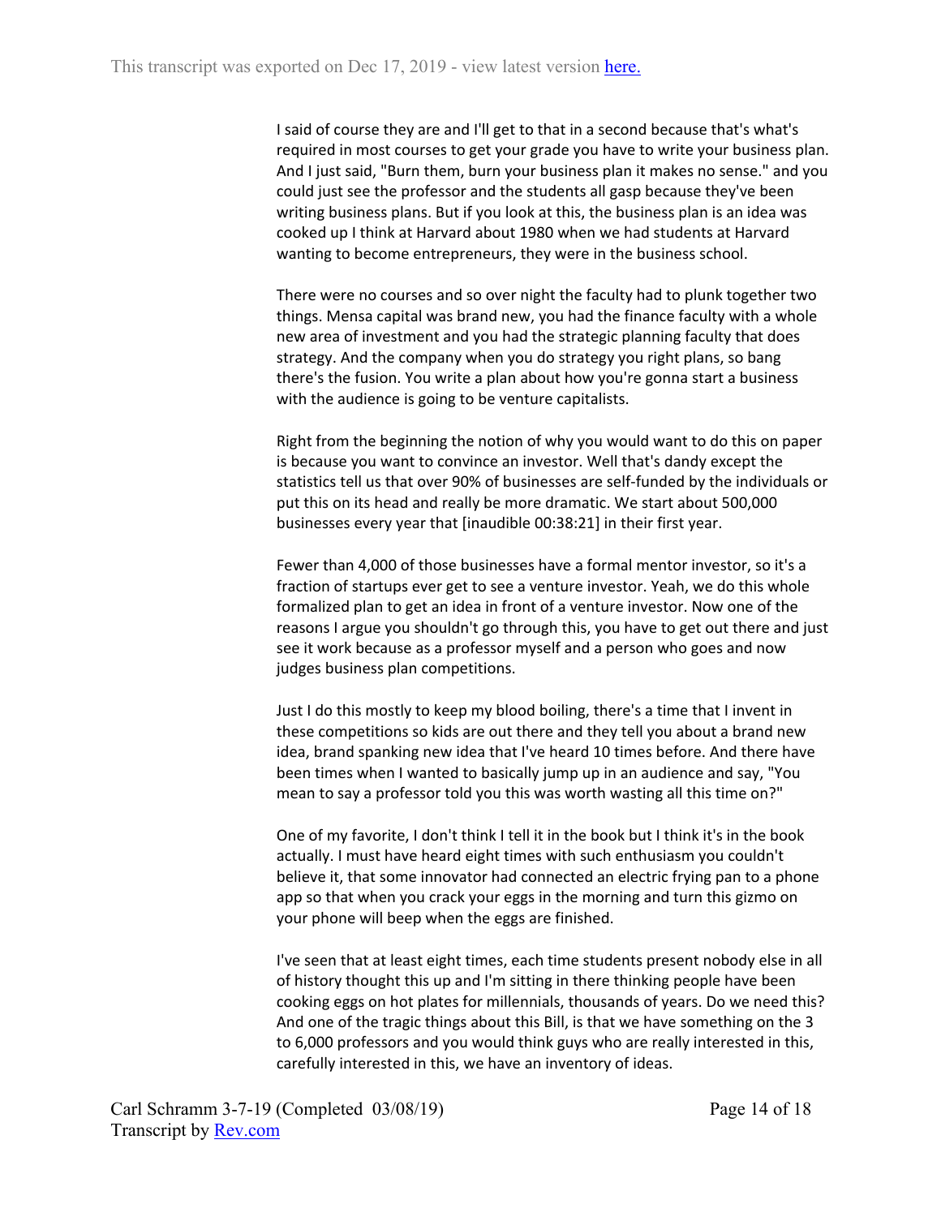I said of course they are and I'll get to that in a second because that's what's required in most courses to get your grade you have to write your business plan. And I just said, "Burn them, burn your business plan it makes no sense." and you could just see the professor and the students all gasp because they've been writing business plans. But if you look at this, the business plan is an idea was cooked up I think at Harvard about 1980 when we had students at Harvard wanting to become entrepreneurs, they were in the business school.

There were no courses and so over night the faculty had to plunk together two things. Mensa capital was brand new, you had the finance faculty with a whole new area of investment and you had the strategic planning faculty that does strategy. And the company when you do strategy you right plans, so bang there's the fusion. You write a plan about how you're gonna start a business with the audience is going to be venture capitalists.

Right from the beginning the notion of why you would want to do this on paper is because you want to convince an investor. Well that's dandy except the statistics tell us that over 90% of businesses are self-funded by the individuals or put this on its head and really be more dramatic. We start about 500,000 businesses every year that [inaudible 00:38:21] in their first year.

Fewer than 4,000 of those businesses have a formal mentor investor, so it's a fraction of startups ever get to see a venture investor. Yeah, we do this whole formalized plan to get an idea in front of a venture investor. Now one of the reasons I argue you shouldn't go through this, you have to get out there and just see it work because as a professor myself and a person who goes and now judges business plan competitions.

Just I do this mostly to keep my blood boiling, there's a time that I invent in these competitions so kids are out there and they tell you about a brand new idea, brand spanking new idea that I've heard 10 times before. And there have been times when I wanted to basically jump up in an audience and say, "You mean to say a professor told you this was worth wasting all this time on?"

One of my favorite, I don't think I tell it in the book but I think it's in the book actually. I must have heard eight times with such enthusiasm you couldn't believe it, that some innovator had connected an electric frying pan to a phone app so that when you crack your eggs in the morning and turn this gizmo on your phone will beep when the eggs are finished.

I've seen that at least eight times, each time students present nobody else in all of history thought this up and I'm sitting in there thinking people have been cooking eggs on hot plates for millennials, thousands of years. Do we need this? And one of the tragic things about this Bill, is that we have something on the 3 to 6,000 professors and you would think guys who are really interested in this, carefully interested in this, we have an inventory of ideas.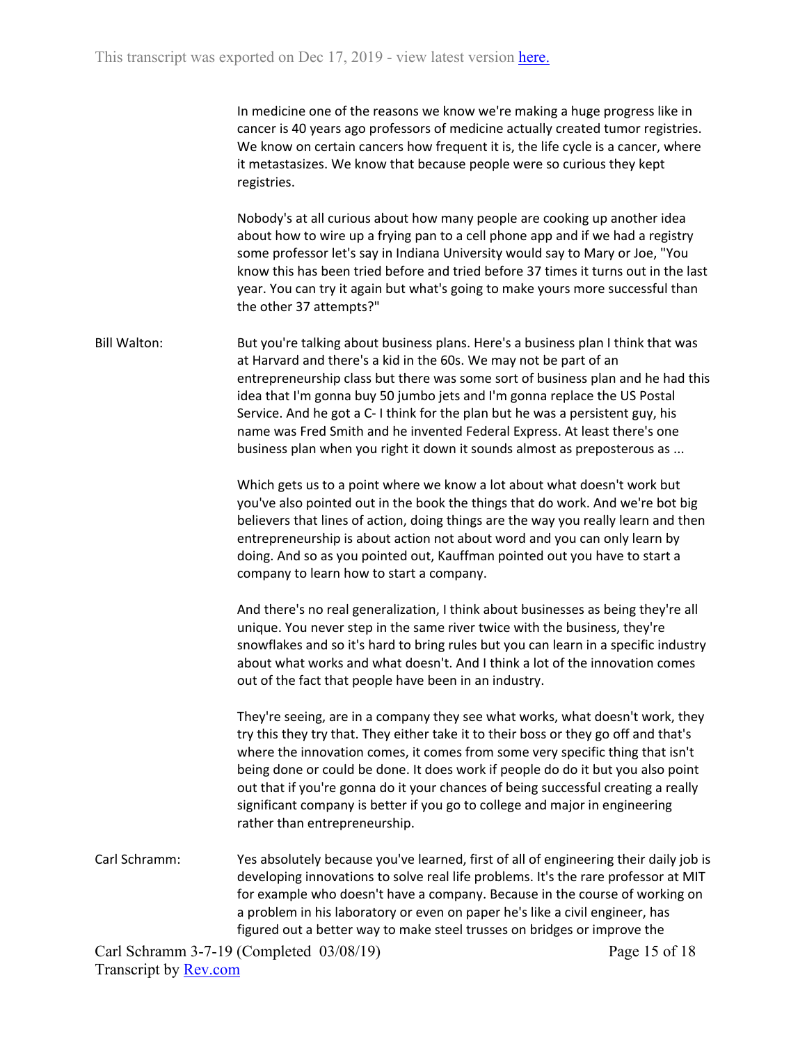In medicine one of the reasons we know we're making a huge progress like in cancer is 40 years ago professors of medicine actually created tumor registries. We know on certain cancers how frequent it is, the life cycle is a cancer, where it metastasizes. We know that because people were so curious they kept registries.

Nobody's at all curious about how many people are cooking up another idea about how to wire up a frying pan to a cell phone app and if we had a registry some professor let's say in Indiana University would say to Mary or Joe, "You know this has been tried before and tried before 37 times it turns out in the last year. You can try it again but what's going to make yours more successful than the other 37 attempts?"

**Bill Walton:** But you're talking about business plans. Here's a business plan I think that was at Harvard and there's a kid in the 60s. We may not be part of an entrepreneurship class but there was some sort of business plan and he had this idea that I'm gonna buy 50 jumbo jets and I'm gonna replace the US Postal Service. And he got a C- I think for the plan but he was a persistent guy, his name was Fred Smith and he invented Federal Express. At least there's one business plan when you right it down it sounds almost as preposterous as ...

Which gets us to a point where we know a lot about what doesn't work but you've also pointed out in the book the things that do work. And we're bot big believers that lines of action, doing things are the way you really learn and then entrepreneurship is about action not about word and you can only learn by doing. And so as you pointed out, Kauffman pointed out you have to start a company to learn how to start a company.

And there's no real generalization, I think about businesses as being they're all unique. You never step in the same river twice with the business, they're snowflakes and so it's hard to bring rules but you can learn in a specific industry about what works and what doesn't. And I think a lot of the innovation comes out of the fact that people have been in an industry.

They're seeing, are in a company they see what works, what doesn't work, they try this they try that. They either take it to their boss or they go off and that's where the innovation comes, it comes from some very specific thing that isn't being done or could be done. It does work if people do do it but you also point out that if you're gonna do it your chances of being successful creating a really significant company is better if you go to college and major in engineering rather than entrepreneurship.

**Carl Schramm:** Yes absolutely because you've learned, first of all of engineering their daily job is developing innovations to solve real life problems. It's the rare professor at MIT for example who doesn't have a company. Because in the course of working on a problem in his laboratory or even on paper he's like a civil engineer, has figured out a better way to make steel trusses on bridges or improve the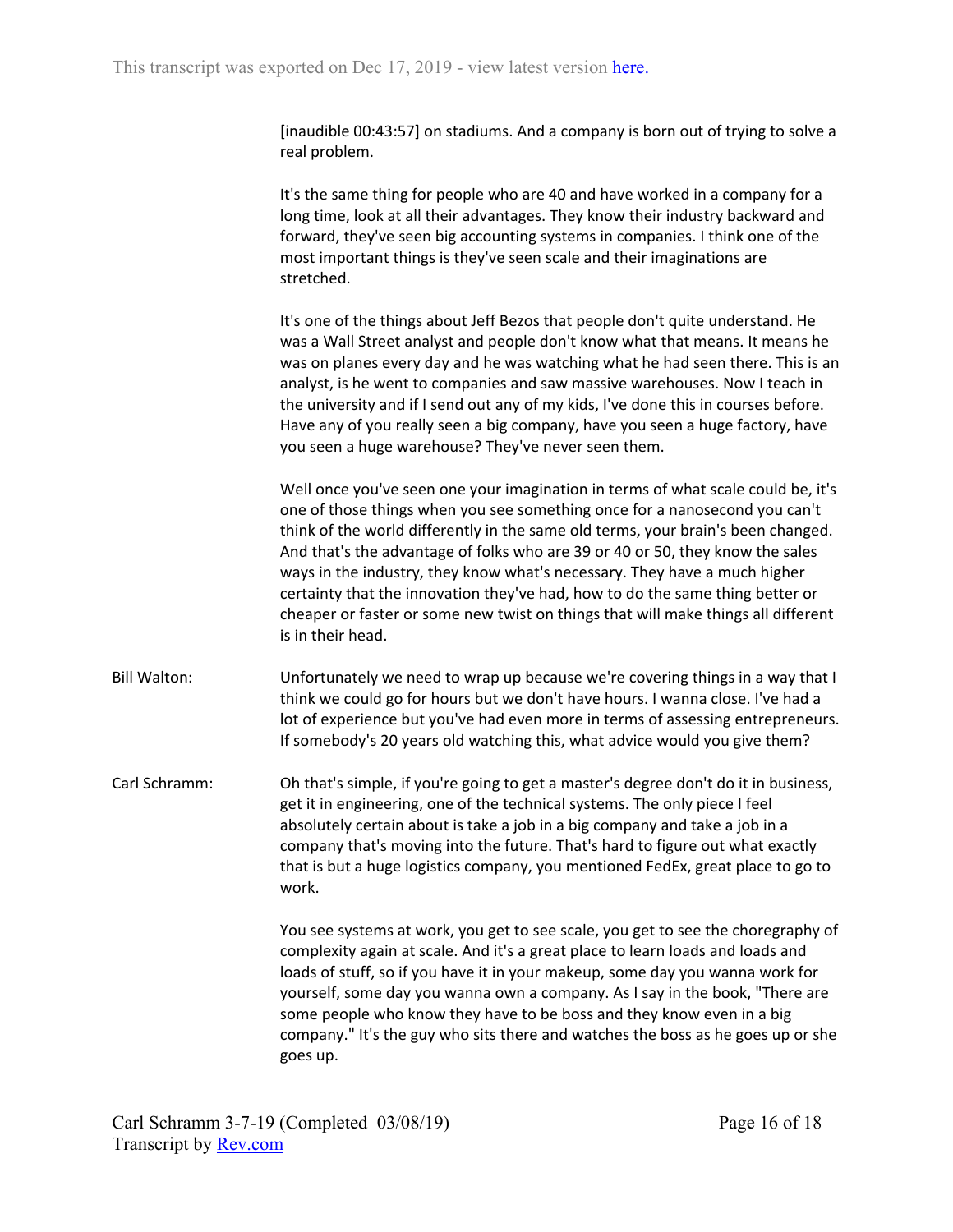[inaudible 00:43:57] on stadiums. And a company is born out of trying to solve a real problem.

It's the same thing for people who are 40 and have worked in a company for a long time, look at all their advantages. They know their industry backward and forward, they've seen big accounting systems in companies. I think one of the most important things is they've seen scale and their imaginations are stretched.

It's one of the things about Jeff Bezos that people don't quite understand. He was a Wall Street analyst and people don't know what that means. It means he was on planes every day and he was watching what he had seen there. This is an analyst, is he went to companies and saw massive warehouses. Now I teach in the university and if I send out any of my kids, I've done this in courses before. Have any of you really seen a big company, have you seen a huge factory, have you seen a huge warehouse? They've never seen them.

Well once you've seen one your imagination in terms of what scale could be, it's one of those things when you see something once for a nanosecond you can't think of the world differently in the same old terms, your brain's been changed. And that's the advantage of folks who are 39 or 40 or 50, they know the sales ways in the industry, they know what's necessary. They have a much higher certainty that the innovation they've had, how to do the same thing better or cheaper or faster or some new twist on things that will make things all different is in their head.

**Bill Walton:** Unfortunately we need to wrap up because we're covering things in a way that I think we could go for hours but we don't have hours. I wanna close. I've had a lot of experience but you've had even more in terms of assessing entrepreneurs. If somebody's 20 years old watching this, what advice would you give them?

**Carl Schramm:** Oh that's simple, if you're going to get a master's degree don't do it in business, get it in engineering, one of the technical systems. The only piece I feel absolutely certain about is take a job in a big company and take a job in a company that's moving into the future. That's hard to figure out what exactly that is but a huge logistics company, you mentioned FedEx, great place to go to work.

You see systems at work, you get to see scale, you get to see the choregraphy of complexity again at scale. And it's a great place to learn loads and loads and loads of stuff, so if you have it in your makeup, some day you wanna work for yourself, some day you wanna own a company. As I say in the book, "There are some people who know they have to be boss and they know even in a big company." It's the guy who sits there and watches the boss as he goes up or she goes up.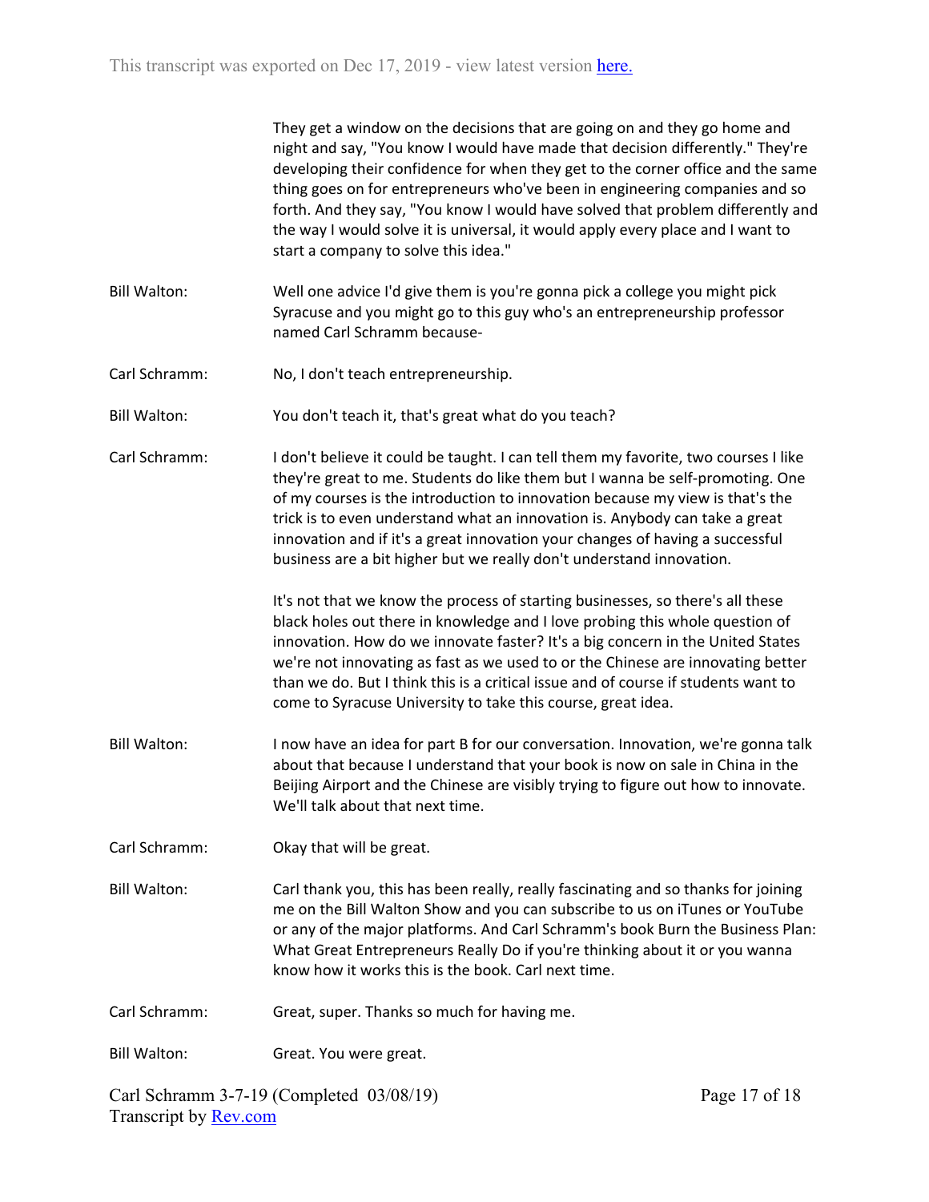They get a window on the decisions that are going on and they go home and night and say, "You know I would have made that decision differently." They're developing their confidence for when they get to the corner office and the same thing goes on for entrepreneurs who've been in engineering companies and so forth. And they say, "You know I would have solved that problem differently and the way I would solve it is universal, it would apply every place and I want to start a company to solve this idea."

**Bill Walton:** Well one advice I'd give them is you're gonna pick a college you might pick Syracuse and you might go to this guy who's an entrepreneurship professor named Carl Schramm because-

**Carl Schramm:** No, I don't teach entrepreneurship.

**Bill Walton:** You don't teach it, that's great what do you teach?

**Carl Schramm:** I don't believe it could be taught. I can tell them my favorite, two courses I like they're great to me. Students do like them but I wanna be self-promoting. One of my courses is the introduction to innovation because my view is that's the trick is to even understand what an innovation is. Anybody can take a great innovation and if it's a great innovation your changes of having a successful business are a bit higher but we really don't understand innovation.

It's not that we know the process of starting businesses, so there's all these black holes out there in knowledge and I love probing this whole question of innovation. How do we innovate faster? It's a big concern in the United States we're not innovating as fast as we used to or the Chinese are innovating better than we do. But I think this is a critical issue and of course if students want to come to Syracuse University to take this course, great idea.

**Bill Walton:** I now have an idea for part B for our conversation. Innovation, we're gonna talk about that because I understand that your book is now on sale in China in the Beijing Airport and the Chinese are visibly trying to figure out how to innovate. We'll talk about that next time.

**Carl Schramm:** Okay that will be great.

**Bill Walton:** Carl thank you, this has been really, really fascinating and so thanks for joining me on the Bill Walton Show and you can subscribe to us on iTunes or YouTube or any of the major platforms. And Carl Schramm's book Burn the Business Plan: What Great Entrepreneurs Really Do if you're thinking about it or you wanna know how it works this is the book. Carl next time.

**Carl Schramm:** Great, super. Thanks so much for having me.

**Bill Walton:** Great. You were great.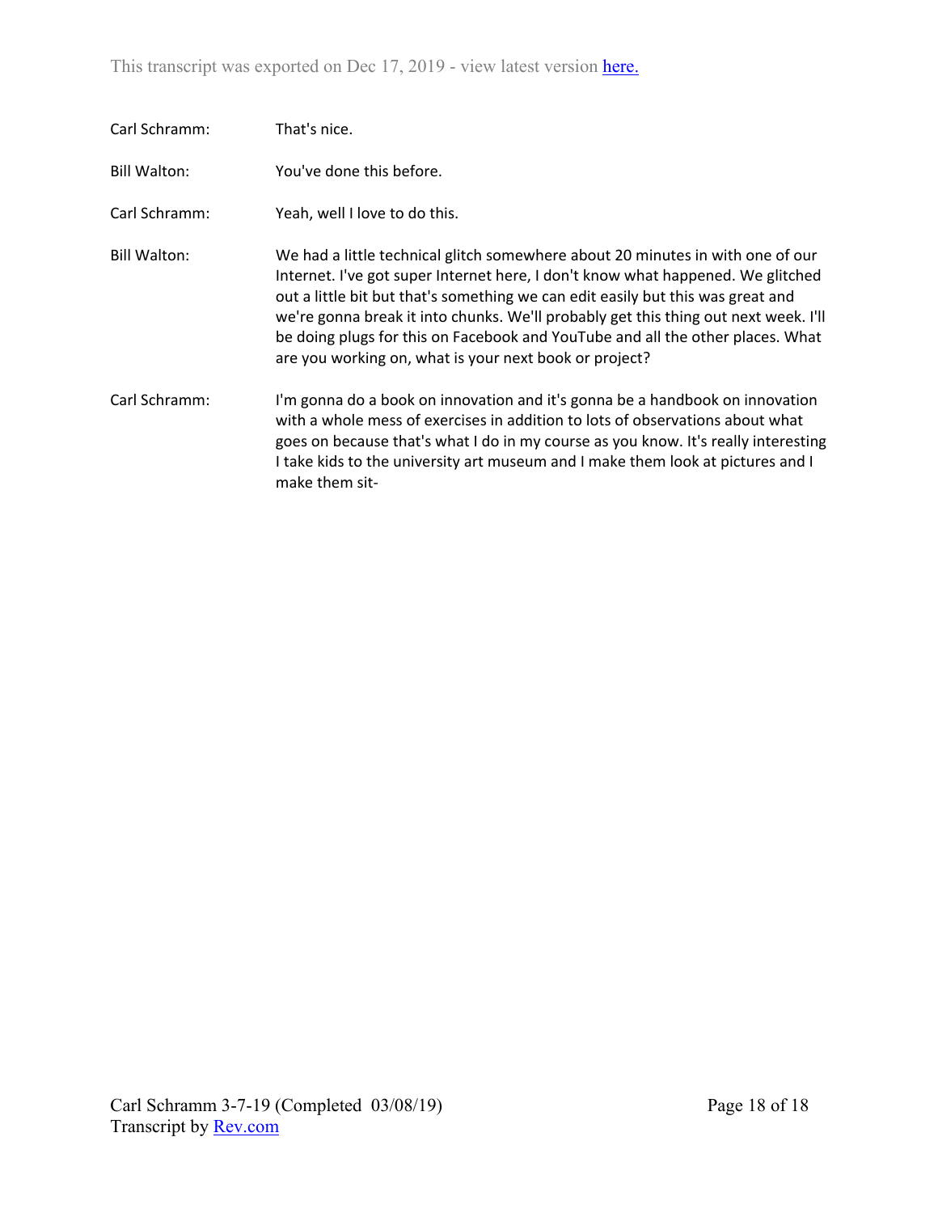Carl Schramm: That's nice.

Bill Walton: You've done this before.

Carl Schramm: Yeah, well I love to do this.

Bill Walton: We had a little technical glitch somewhere about 20 minutes in with one of our Internet. I've got super Internet here, I don't know what happened. We glitched out a little bit but that's something we can edit easily but this was great and we're gonna break it into chunks. We'll probably get this thing out next week. I'll be doing plugs for this on Facebook and YouTube and all the other places. What are you working on, what is your next book or project?

Carl Schramm: I'm gonna do a book on innovation and it's gonna be a handbook on innovation with a whole mess of exercises in addition to lots of observations about what goes on because that's what I do in my course as you know. It's really interesting I take kids to the university art museum and I make them look at pictures and I make them sit-